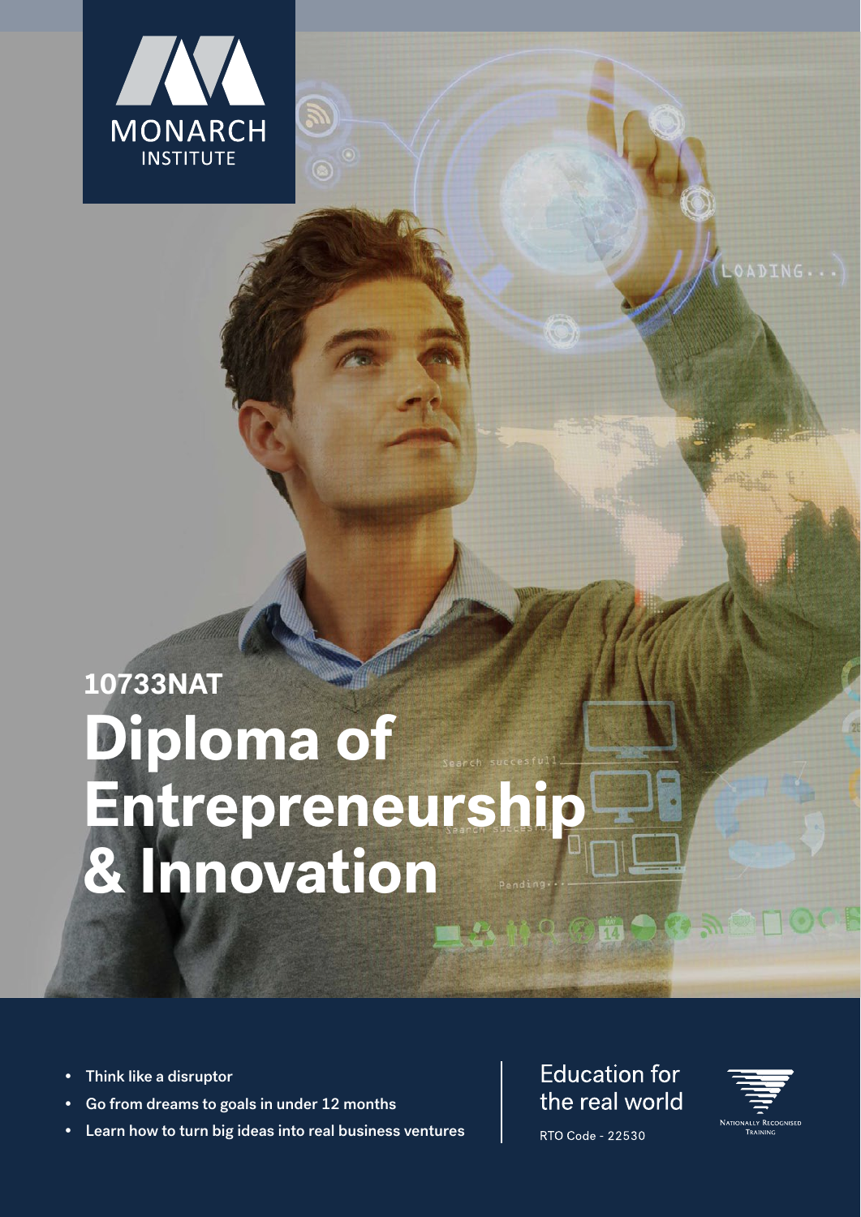MONARCH INSTITUTE

10733NAT

# Diploma of Entrepreneurship & Innovation

- Think like a disruptor
- Go from dreams to goals in under 12 months
- Learn how to turn big ideas into real business ventures

Education for the real world

RTO Code - 22530

Nationally Recognised Training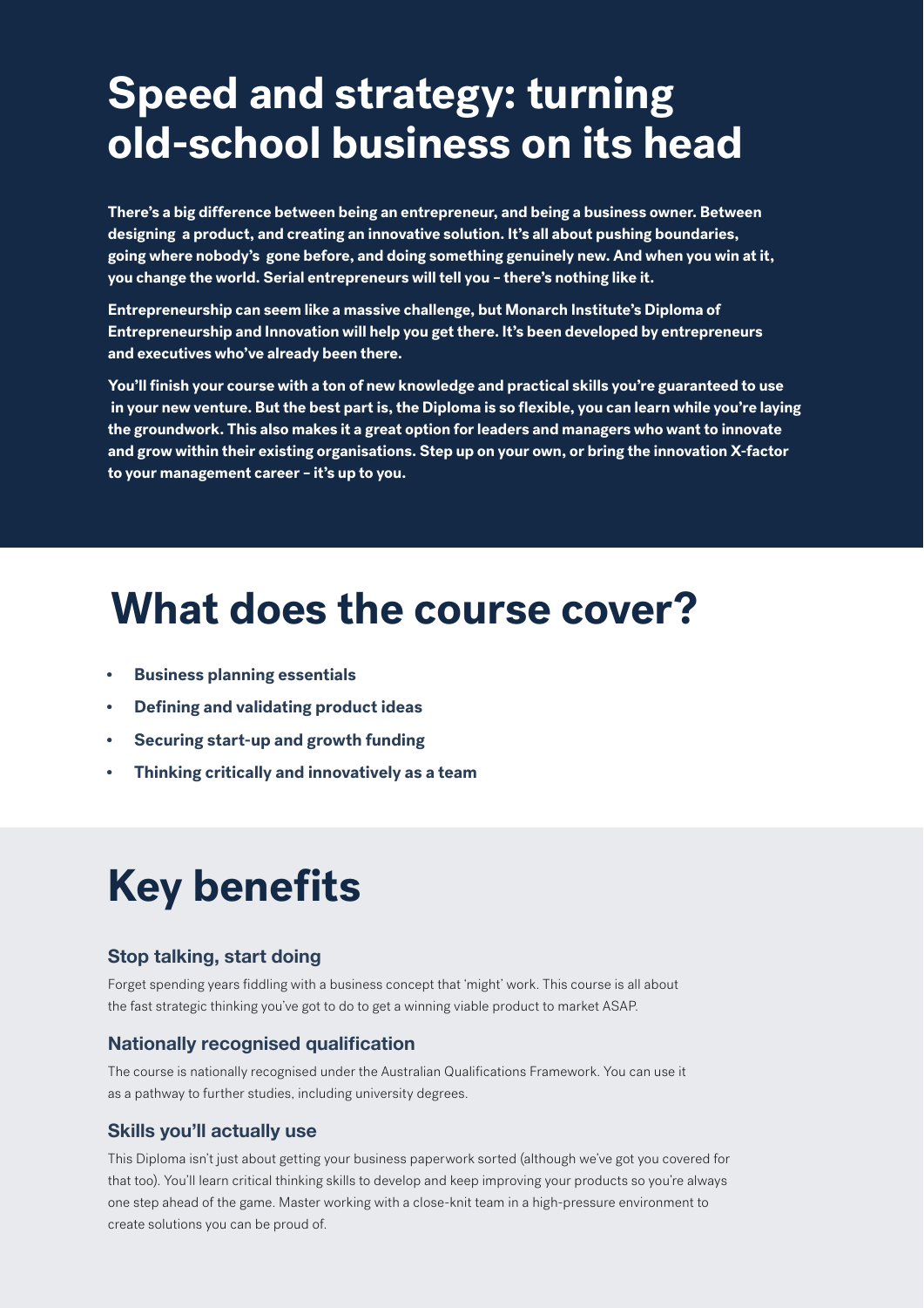# Speed and strategy: turning old-school business on its head

**There's a big difference between being an entrepreneur, and being a business owner. Between designing a product, and creating an innovative solution. It's all about pushing boundaries, going where nobody's gone before, and doing something genuinely new. And when you win at it, you change the world. Serial entrepreneurs will tell you – there's nothing like it.**

**Entrepreneurship can seem like a massive challenge, but Monarch Institute's Diploma of Entrepreneurship and Innovation will help you get there. It's been developed by entrepreneurs and executives who've already been there.**

**You'll finish your course with a ton of new knowledge and practical skills you're guaranteed to use in your new venture. But the best part is, the Diploma is so flexible, you can learn while you're laying the groundwork. This also makes it a great option for leaders and managers who want to innovate and grow within their existing organisations. Step up on your own, or bring the innovation X-factor to your management career – it's up to you.**

# What does the course cover?

- **Business planning essentials**
- **Defining and validating product ideas**
- **Securing start-up and growth funding**
- **Thinking critically and innovatively as a team**

# Key benefits

### Stop talking, start doing

Forget spending years fiddling with a business concept that 'might' work. This course is all about the fast strategic thinking you've got to do to get a winning viable product to market ASAP.

### Nationally recognised qualification

The course is nationally recognised under the Australian Qualifications Framework. You can use it as a pathway to further studies, including university degrees.

### Skills you'll actually use

This Diploma isn't just about getting your business paperwork sorted (although we've got you covered for that too). You'll learn critical thinking skills to develop and keep improving your products so you're always one step ahead of the game. Master working with a close-knit team in a high-pressure environment to create solutions you can be proud of.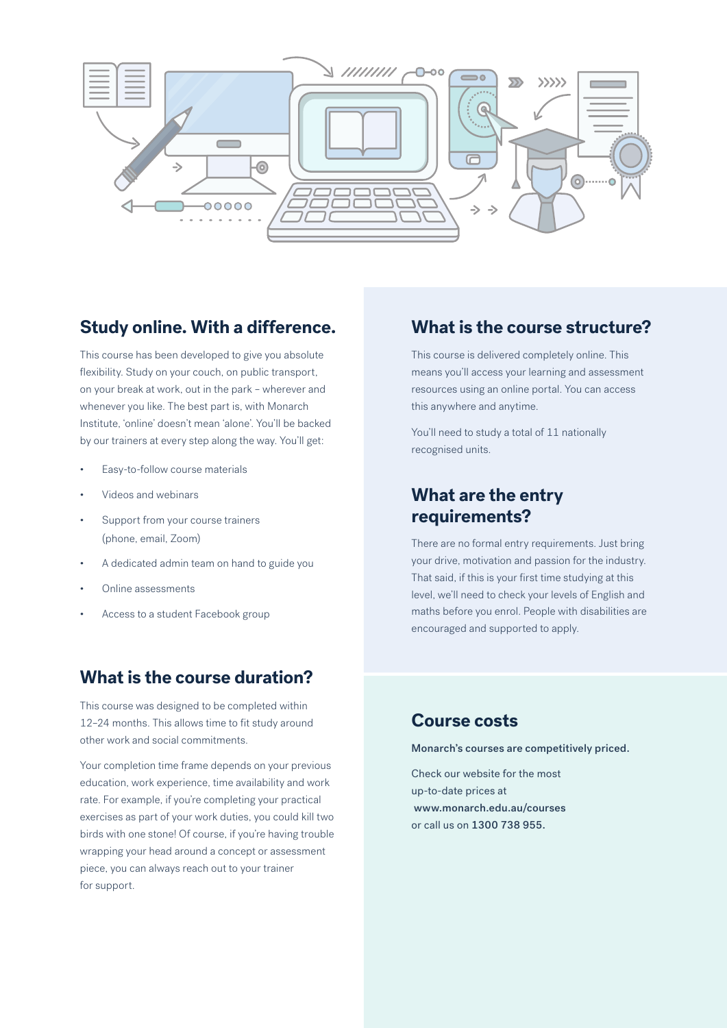## Study online. With a difference.

This course has been developed to give you absolute flexibility. Study on your couch, on public transport, on your break at work, out in the park – wherever and whenever you like. The best part is, with Monarch Institute, 'online' doesn't mean 'alone'. You'll be backed by our trainers at every step along the way. You'll get:

- Easy-to-follow course materials
- Videos and webinars
- Support from your course trainers (phone, email, Zoom)
- A dedicated admin team on hand to guide you
- Online assessments
- Access to a student Facebook group

## What is the course duration?

This course was designed to be completed within 12–24 months. This allows time to fit study around other work and social commitments.

Your completion time frame depends on your previous education, work experience, time availability and work rate. For example, if you're completing your practical exercises as part of your work duties, you could kill two birds with one stone! Of course, if you're having trouble wrapping your head around a concept or assessment piece, you can always reach out to your trainer for support.

## What is the course structure?

This course is delivered completely online. This means you'll access your learning and assessment resources using an online portal. You can access this anywhere and anytime.

You'll need to study a total of 11 nationally recognised units.

## What are the entry requirements?

There are no formal entry requirements. Just bring your drive, motivation and passion for the industry. That said, if this is your first time studying at this level, we'll need to check your levels of English and maths before you enrol. People with disabilities are encouraged and supported to apply.

## Course costs

**Monarch's courses are competitively priced.**

Check our website for the most up-to-date prices at **www.monarch.edu.au/courses** or call us on **1300 738 955.**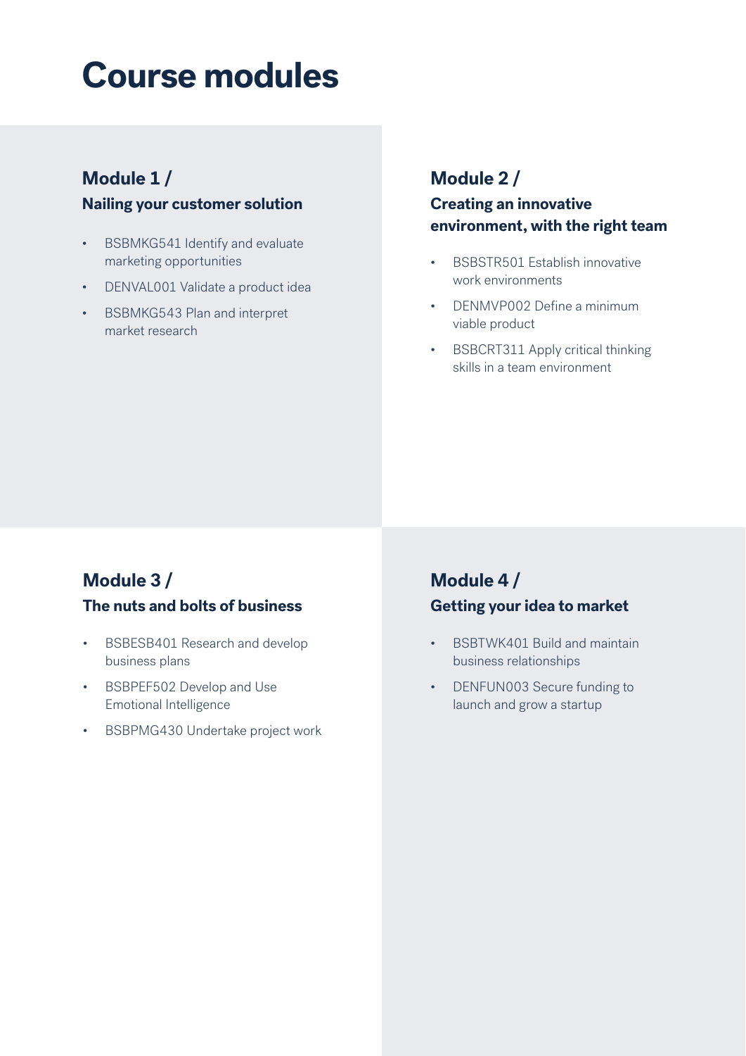# Course modules

## Module 1 /

### Nailing your customer solution

- BSBMKG541 Identify and evaluate marketing opportunities
- DENVAL001 Validate a product idea
- BSBMKG543 Plan and interpret market research

## Module 2 /

### Creating an innovative environment, with the right team

- BSBSTR501 Establish innovative work environments
- DENMVP002 Define a minimum viable product
- BSBCRT311 Apply critical thinking skills in a team environment

## Module 3 /

### The nuts and bolts of business

- BSBESB401 Research and develop business plans
- BSBPEF502 Develop and Use Emotional Intelligence
- BSBPMG430 Undertake project work

## Module 4 /

### Getting your idea to market

- BSBTWK401 Build and maintain business relationships
- DENFUN003 Secure funding to launch and grow a startup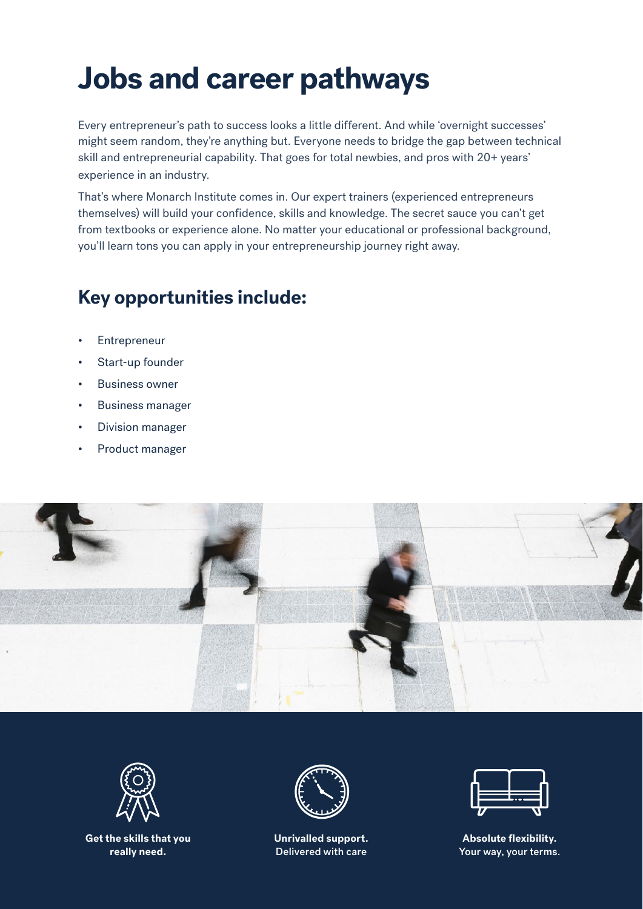# Jobs and career pathways

Every entrepreneur's path to success looks a little different. And while 'overnight successes' might seem random, they're anything but. Everyone needs to bridge the gap between technical skill and entrepreneurial capability. That goes for total newbies, and pros with 20+ years' experience in an industry.

That's where Monarch Institute comes in. Our expert trainers (experienced entrepreneurs themselves) will build your confidence, skills and knowledge. The secret sauce you can't get from textbooks or experience alone. No matter your educational or professional background, you'll learn tons you can apply in your entrepreneurship journey right away.

## Key opportunities include:

- Entrepreneur
- Start-up founder
- Business owner
- Business manager
- Division manager
- Product manager

**Get the skills that you really need.**

**Unrivalled support.** Delivered with care

**Absolute flexibility.** Your way, your terms.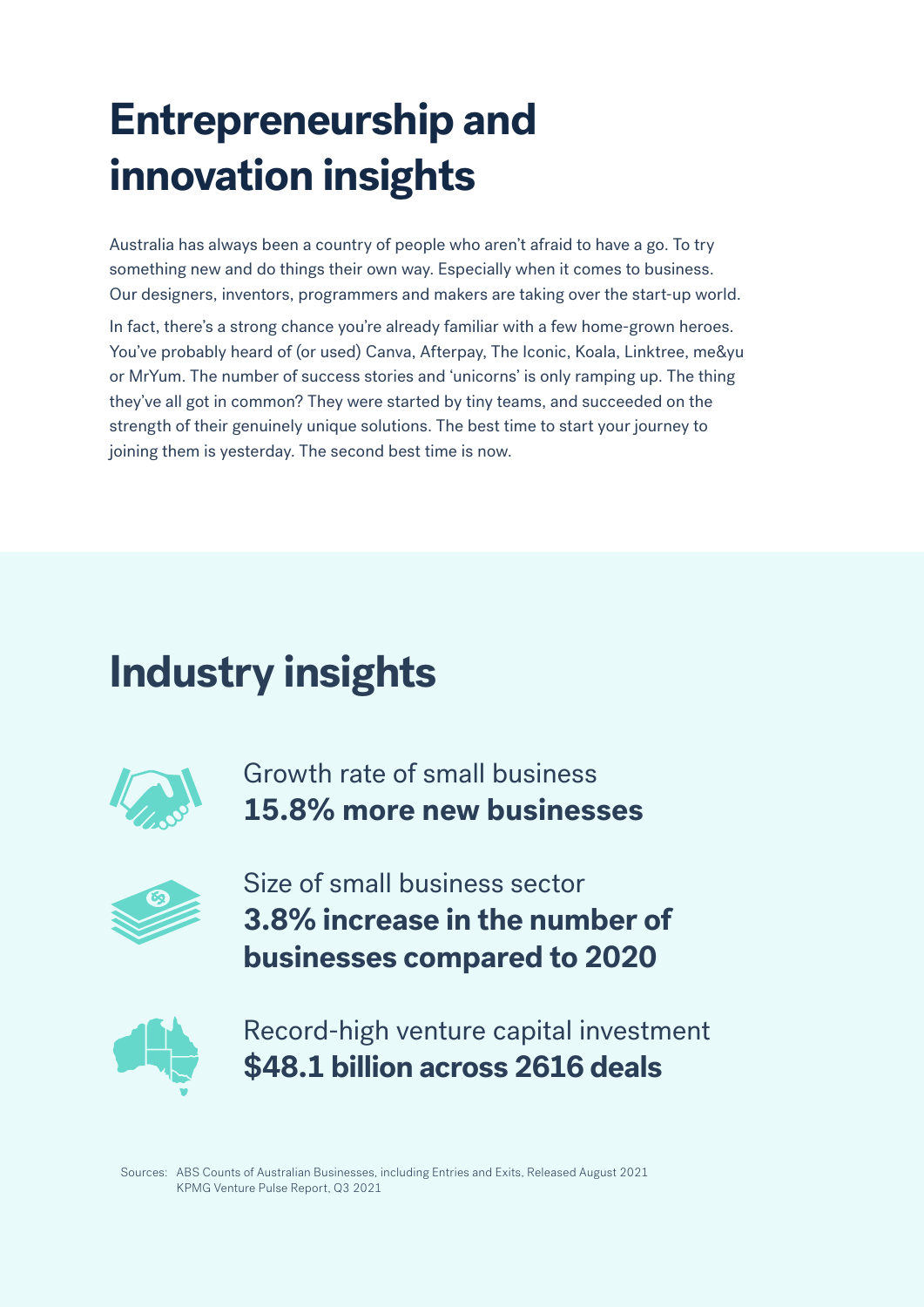# Entrepreneurship and innovation insights

Australia has always been a country of people who aren't afraid to have a go. To try something new and do things their own way. Especially when it comes to business. Our designers, inventors, programmers and makers are taking over the start-up world.

In fact, there's a strong chance you're already familiar with a few home-grown heroes. You've probably heard of (or used) Canva, Afterpay, The Iconic, Koala, Linktree, me&yu or MrYum. The number of success stories and 'unicorns' is only ramping up. The thing they've all got in common? They were started by tiny teams, and succeeded on the strength of their genuinely unique solutions. The best time to start your journey to joining them is yesterday. The second best time is now.

# Industry insights

Growth rate of small business
**15.8% more new businesses**

Size of small business sector
**3.8% increase in the number of businesses compared to 2020**

Record-high venture capital investment
**$48.1 billion across 2616 deals**

Sources: ABS Counts of Australian Businesses, including Entries and Exits, Released August 2021
KPMG Venture Pulse Report, Q3 2021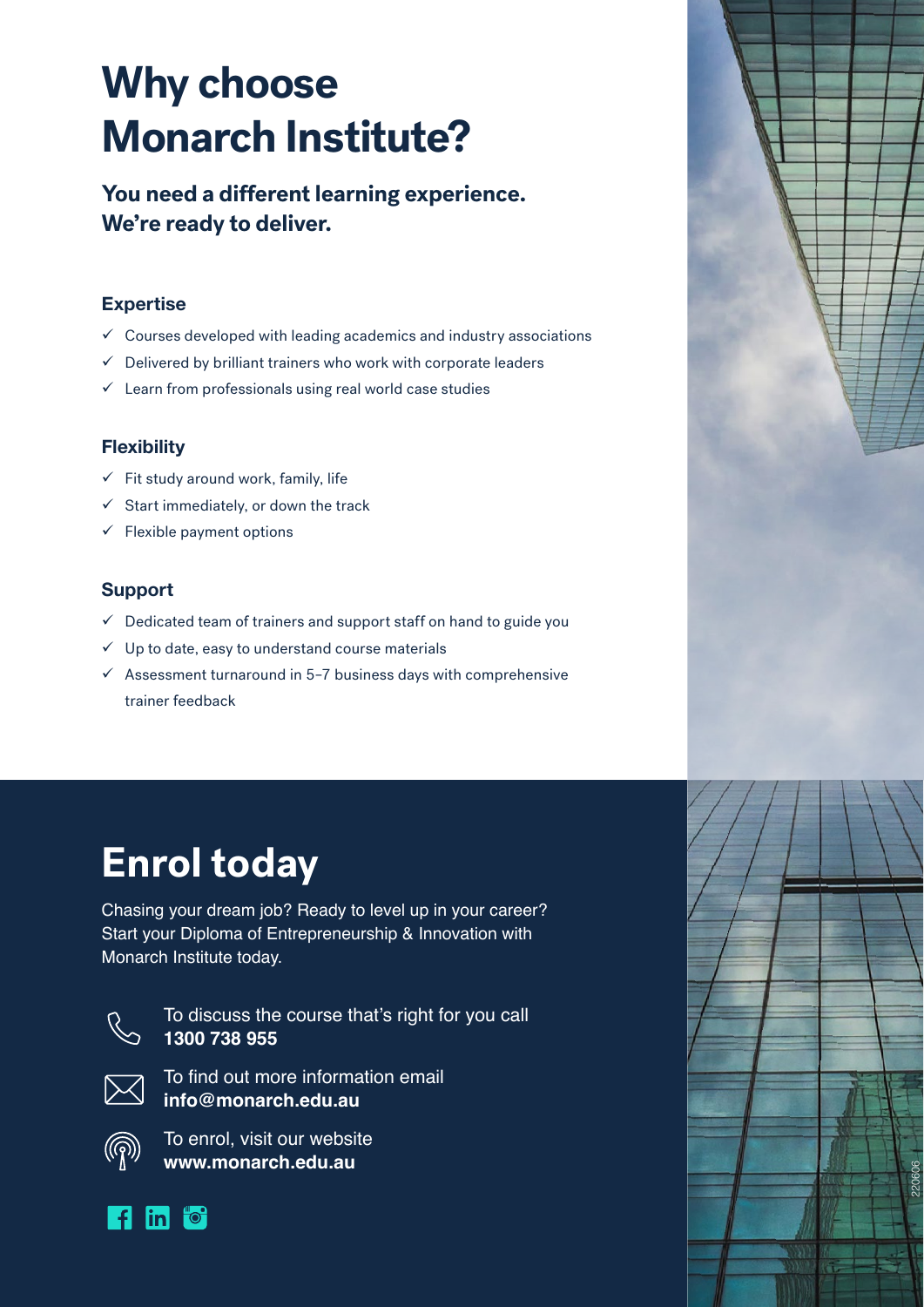# Why choose Monarch Institute?

**You need a different learning experience. We're ready to deliver.**

### Expertise

- ✓ Courses developed with leading academics and industry associations
- ✓ Delivered by brilliant trainers who work with corporate leaders
- ✓ Learn from professionals using real world case studies

### Flexibility

- ✓ Fit study around work, family, life
- ✓ Start immediately, or down the track
- ✓ Flexible payment options

### Support

- ✓ Dedicated team of trainers and support staff on hand to guide you
- ✓ Up to date, easy to understand course materials
- ✓ Assessment turnaround in 5–7 business days with comprehensive trainer feedback

## Enrol today

Chasing your dream job? Ready to level up in your career? Start your Diploma of Entrepreneurship & Innovation with Monarch Institute today.

To discuss the course that's right for you call **1300 738 955**

To find out more information email **info@monarch.edu.au**

To enrol, visit our website **www.monarch.edu.au**

220606